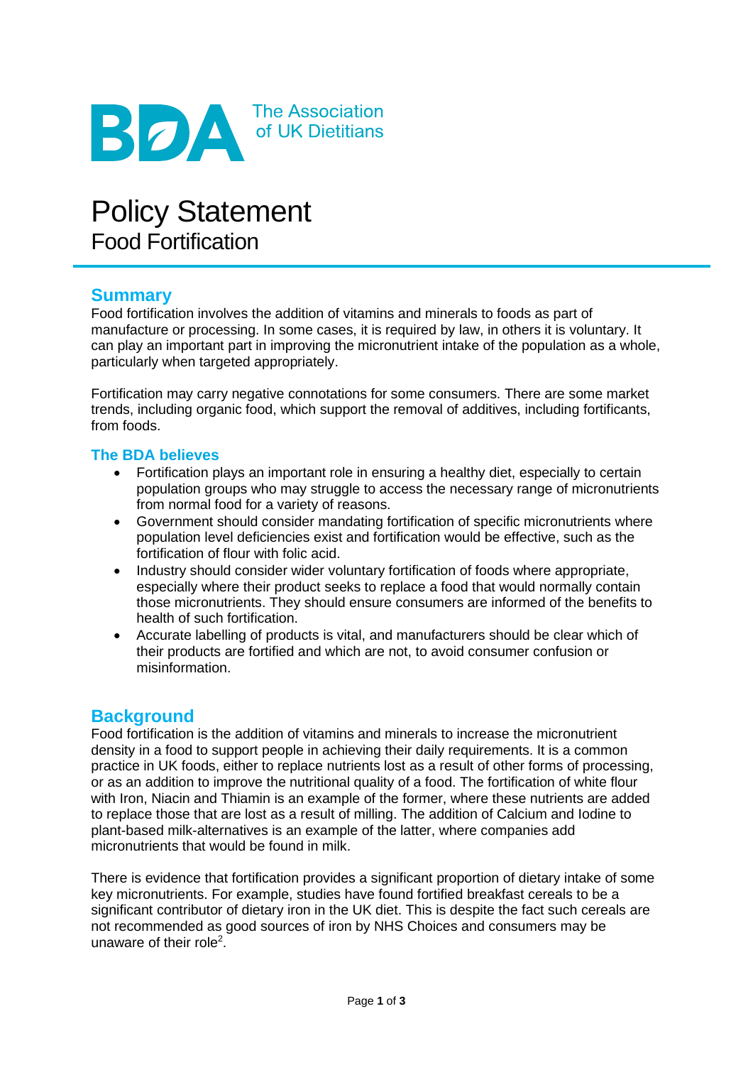BDA The Association of UK Dietitians

# Policy Statement
## Food Fortification

## Summary

Food fortification involves the addition of vitamins and minerals to foods as part of manufacture or processing. In some cases, it is required by law, in others it is voluntary. It can play an important part in improving the micronutrient intake of the population as a whole, particularly when targeted appropriately.

Fortification may carry negative connotations for some consumers. There are some market trends, including organic food, which support the removal of additives, including fortificants, from foods.

### The BDA believes

- Fortification plays an important role in ensuring a healthy diet, especially to certain population groups who may struggle to access the necessary range of micronutrients from normal food for a variety of reasons.
- Government should consider mandating fortification of specific micronutrients where population level deficiencies exist and fortification would be effective, such as the fortification of flour with folic acid.
- Industry should consider wider voluntary fortification of foods where appropriate, especially where their product seeks to replace a food that would normally contain those micronutrients. They should ensure consumers are informed of the benefits to health of such fortification.
- Accurate labelling of products is vital, and manufacturers should be clear which of their products are fortified and which are not, to avoid consumer confusion or misinformation.

## Background

Food fortification is the addition of vitamins and minerals to increase the micronutrient density in a food to support people in achieving their daily requirements. It is a common practice in UK foods, either to replace nutrients lost as a result of other forms of processing, or as an addition to improve the nutritional quality of a food. The fortification of white flour with Iron, Niacin and Thiamin is an example of the former, where these nutrients are added to replace those that are lost as a result of milling. The addition of Calcium and Iodine to plant-based milk-alternatives is an example of the latter, where companies add micronutrients that would be found in milk.

There is evidence that fortification provides a significant proportion of dietary intake of some key micronutrients. For example, studies have found fortified breakfast cereals to be a significant contributor of dietary iron in the UK diet. This is despite the fact such cereals are not recommended as good sources of iron by NHS Choices and consumers may be unaware of their role[2].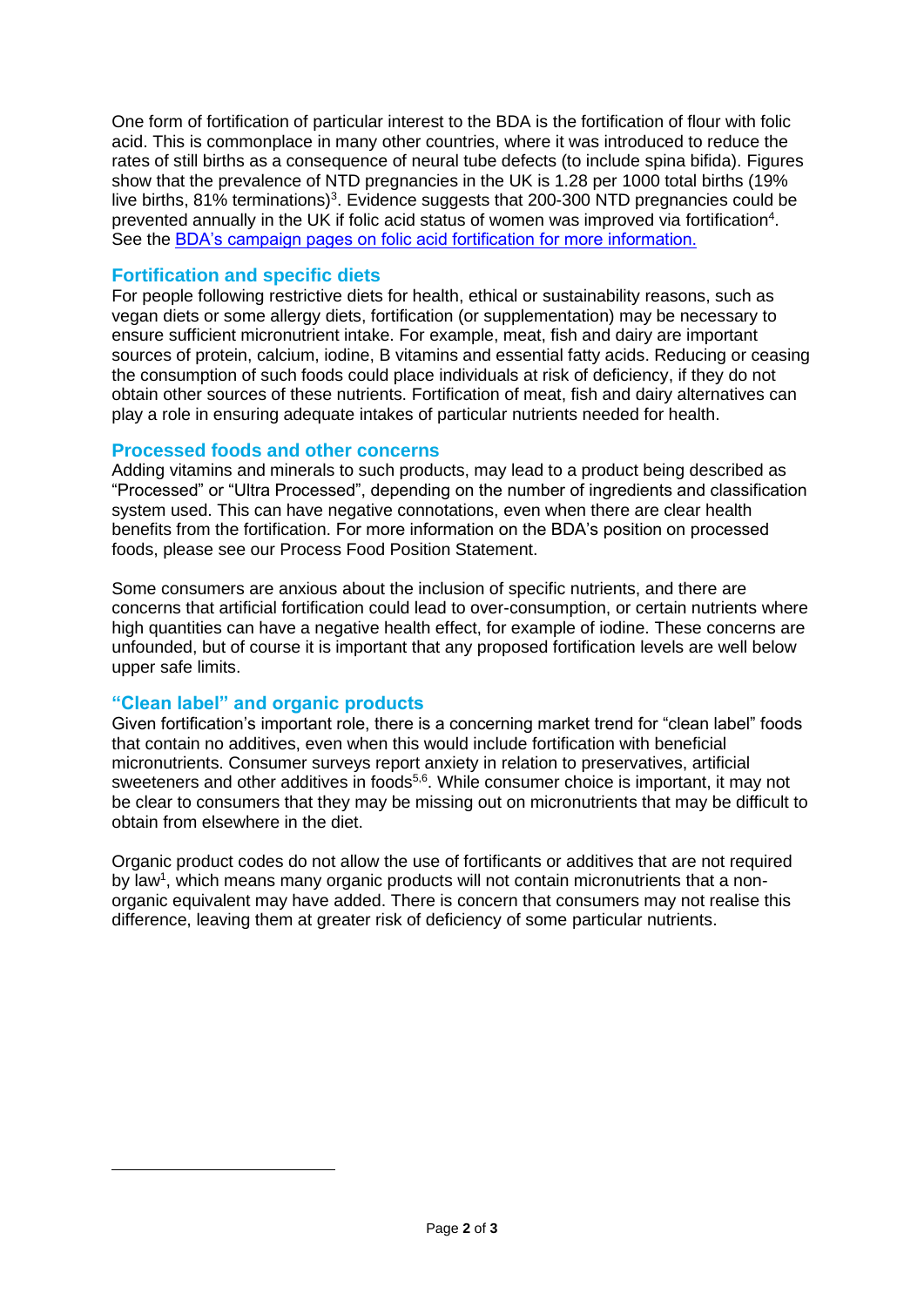One form of fortification of particular interest to the BDA is the fortification of flour with folic acid. This is commonplace in many other countries, where it was introduced to reduce the rates of still births as a consequence of neural tube defects (to include spina bifida). Figures show that the prevalence of NTD pregnancies in the UK is 1.28 per 1000 total births (19% live births, 81% terminations)[3]. Evidence suggests that 200-300 NTD pregnancies could be prevented annually in the UK if folic acid status of women was improved via fortification[4]. See the [BDA's campaign pages on folic acid fortification for more information.]()

## Fortification and specific diets

For people following restrictive diets for health, ethical or sustainability reasons, such as vegan diets or some allergy diets, fortification (or supplementation) may be necessary to ensure sufficient micronutrient intake. For example, meat, fish and dairy are important sources of protein, calcium, iodine, B vitamins and essential fatty acids. Reducing or ceasing the consumption of such foods could place individuals at risk of deficiency, if they do not obtain other sources of these nutrients. Fortification of meat, fish and dairy alternatives can play a role in ensuring adequate intakes of particular nutrients needed for health.

## Processed foods and other concerns

Adding vitamins and minerals to such products, may lead to a product being described as "Processed" or "Ultra Processed", depending on the number of ingredients and classification system used. This can have negative connotations, even when there are clear health benefits from the fortification. For more information on the BDA's position on processed foods, please see our Process Food Position Statement.

Some consumers are anxious about the inclusion of specific nutrients, and there are concerns that artificial fortification could lead to over-consumption, or certain nutrients where high quantities can have a negative health effect, for example of iodine. These concerns are unfounded, but of course it is important that any proposed fortification levels are well below upper safe limits.

## "Clean label" and organic products

Given fortification's important role, there is a concerning market trend for "clean label" foods that contain no additives, even when this would include fortification with beneficial micronutrients. Consumer surveys report anxiety in relation to preservatives, artificial sweeteners and other additives in foods[5,6]. While consumer choice is important, it may not be clear to consumers that they may be missing out on micronutrients that may be difficult to obtain from elsewhere in the diet.

Organic product codes do not allow the use of fortificants or additives that are not required by law[1], which means many organic products will not contain micronutrients that a non-organic equivalent may have added. There is concern that consumers may not realise this difference, leaving them at greater risk of deficiency of some particular nutrients.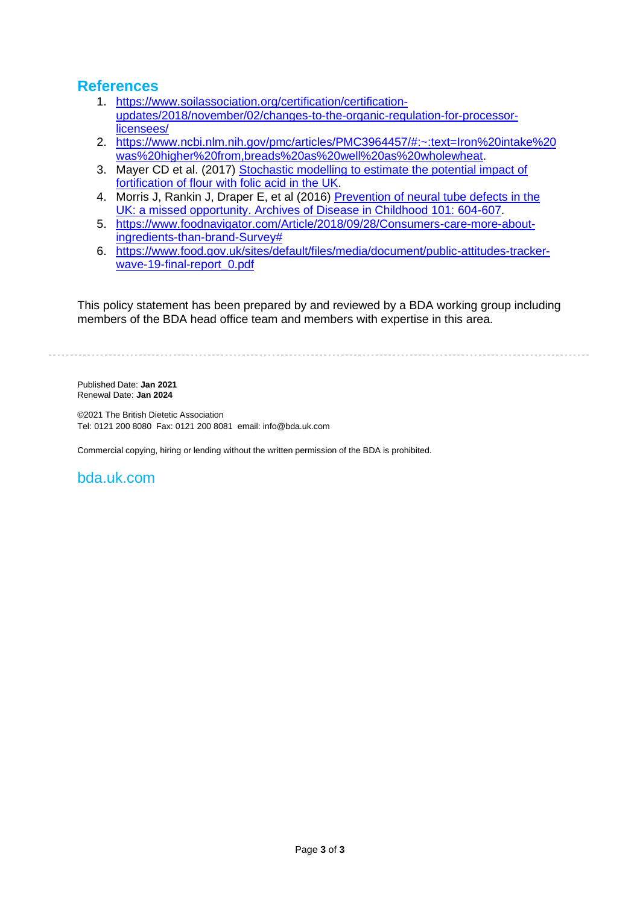## References

1. https://www.soilassociation.org/certification/certification-updates/2018/november/02/changes-to-the-organic-regulation-for-processor-licensees/
2. https://www.ncbi.nlm.nih.gov/pmc/articles/PMC3964457/#:~:text=Iron%20intake%20was%20higher%20from,breads%20as%20well%20as%20wholewheat.
3. Mayer CD et al. (2017) Stochastic modelling to estimate the potential impact of fortification of flour with folic acid in the UK.
4. Morris J, Rankin J, Draper E, et al (2016) Prevention of neural tube defects in the UK: a missed opportunity. Archives of Disease in Childhood 101: 604-607.
5. https://www.foodnavigator.com/Article/2018/09/28/Consumers-care-more-about-ingredients-than-brand-Survey#
6. https://www.food.gov.uk/sites/default/files/media/document/public-attitudes-tracker-wave-19-final-report_0.pdf

This policy statement has been prepared by and reviewed by a BDA working group including members of the BDA head office team and members with expertise in this area.

---

Published Date: **Jan 2021**
Renewal Date: **Jan 2024**

©2021 The British Dietetic Association
Tel: 0121 200 8080 Fax: 0121 200 8081 email: info@bda.uk.com

Commercial copying, hiring or lending without the written permission of the BDA is prohibited.

bda.uk.com